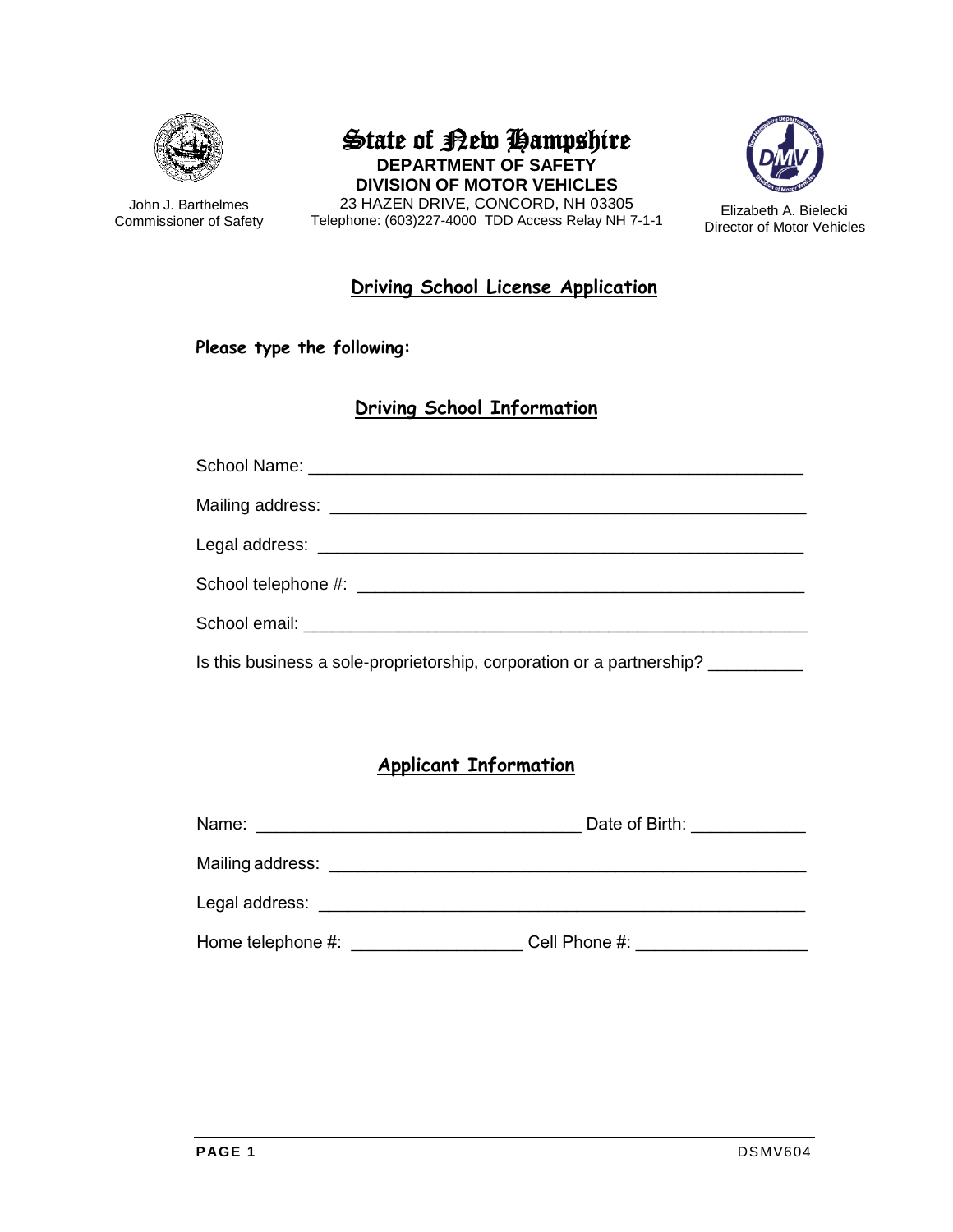John J. Barthelmes
Commissioner of Safety

# State of New Hampshire

**DEPARTMENT OF SAFETY**
**DIVISION OF MOTOR VEHICLES**
23 HAZEN DRIVE, CONCORD, NH 03305
Telephone: (603)227-4000 TDD Access Relay NH 7-1-1

Elizabeth A. Bielecki
Director of Motor Vehicles

## Driving School License Application

**Please type the following:**

### Driving School Information

School Name: ____________________________________________________

Mailing address: __________________________________________________

Legal address: ____________________________________________________

School telephone #: ________________________________________________

School email: _____________________________________________________

Is this business a sole-proprietorship, corporation or a partnership? __________

### Applicant Information

Name: ________________________________ Date of Birth: ____________

Mailing address: __________________________________________________

Legal address: ____________________________________________________

Home telephone #: _________________ Cell Phone #: _________________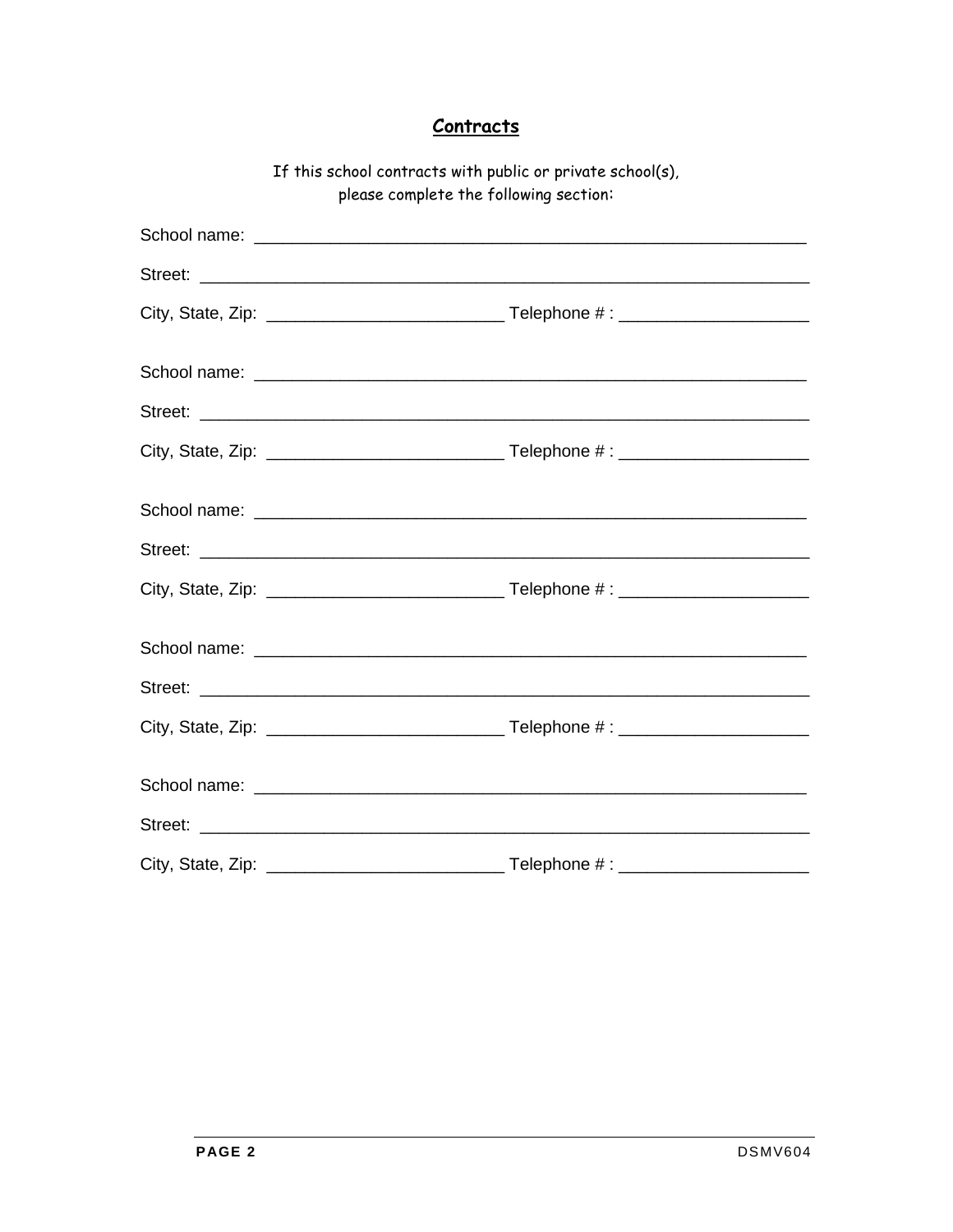## Contracts

If this school contracts with public or private school(s), please complete the following section:

School name: ____________________________________________________________

Street: ________________________________________________________________

City, State, Zip: __________________________ Telephone # : ____________________

School name: ____________________________________________________________

Street: ________________________________________________________________

City, State, Zip: __________________________ Telephone # : ____________________

School name: ____________________________________________________________

Street: ________________________________________________________________

City, State, Zip: __________________________ Telephone # : ____________________

School name: ____________________________________________________________

Street: ________________________________________________________________

City, State, Zip: __________________________ Telephone # : ____________________

School name: ____________________________________________________________

Street: ________________________________________________________________

City, State, Zip: __________________________ Telephone # : ____________________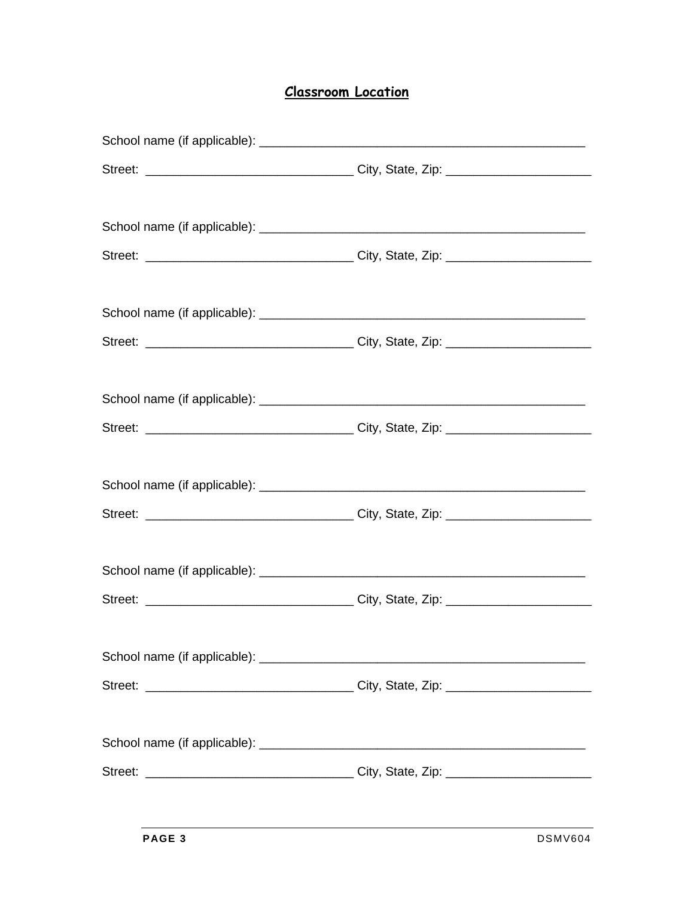## Classroom Location

School name (if applicable): ________________________________________________

Street: ______________________________ City, State, Zip: _____________________

School name (if applicable): ________________________________________________

Street: ______________________________ City, State, Zip: _____________________

School name (if applicable): ________________________________________________

Street: ______________________________ City, State, Zip: _____________________

School name (if applicable): ________________________________________________

Street: ______________________________ City, State, Zip: _____________________

School name (if applicable): ________________________________________________

Street: ______________________________ City, State, Zip: _____________________

School name (if applicable): ________________________________________________

Street: ______________________________ City, State, Zip: _____________________

School name (if applicable): ________________________________________________

Street: ______________________________ City, State, Zip: _____________________

School name (if applicable): ________________________________________________

Street: ______________________________ City, State, Zip: _____________________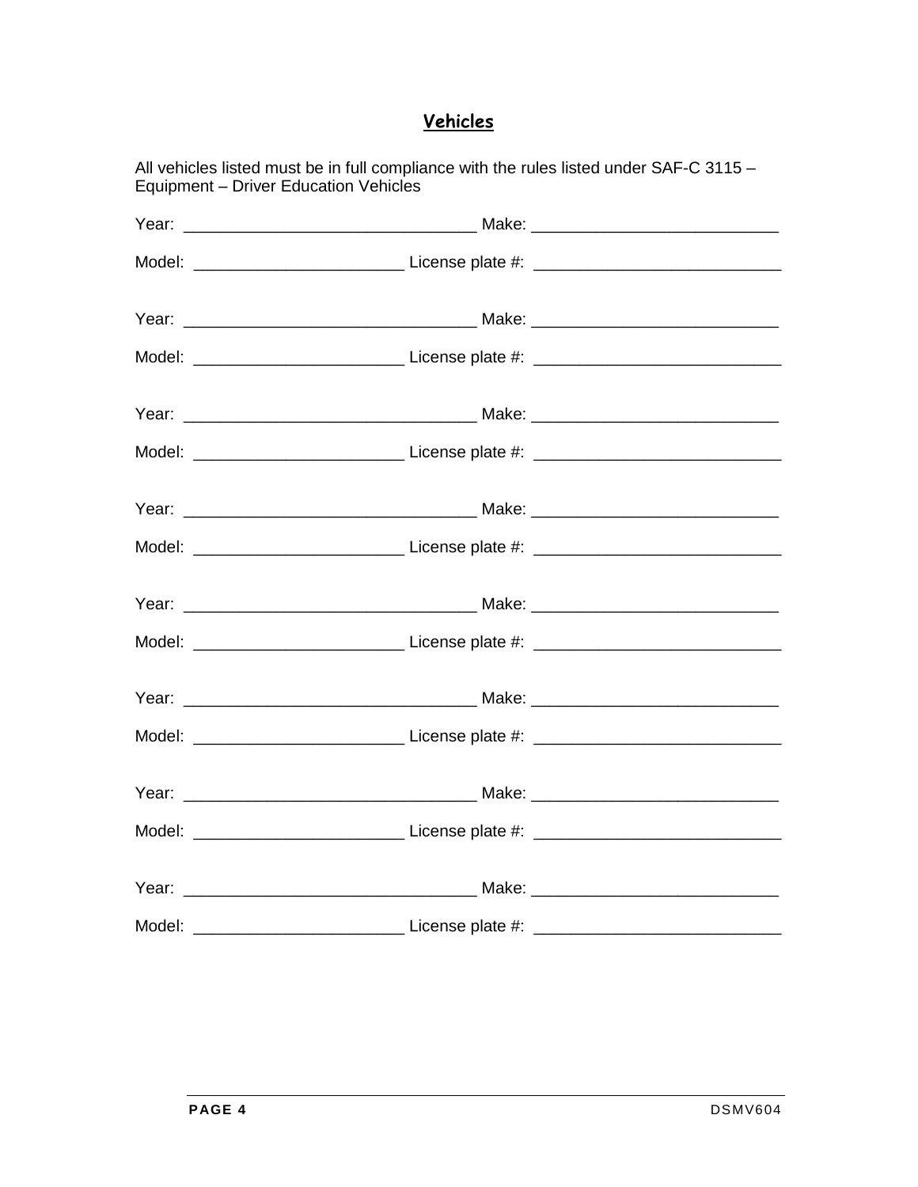## Vehicles

All vehicles listed must be in full compliance with the rules listed under SAF-C 3115 – Equipment – Driver Education Vehicles

Year: _______________________________ Make: __________________________

Model: ______________________ License plate #: __________________________

Year: _______________________________ Make: __________________________

Model: ______________________ License plate #: __________________________

Year: _______________________________ Make: __________________________

Model: ______________________ License plate #: __________________________

Year: _______________________________ Make: __________________________

Model: ______________________ License plate #: __________________________

Year: _______________________________ Make: __________________________

Model: ______________________ License plate #: __________________________

Year: _______________________________ Make: __________________________

Model: ______________________ License plate #: __________________________

Year: _______________________________ Make: __________________________

Model: ______________________ License plate #: __________________________

Year: _______________________________ Make: __________________________

Model: ______________________ License plate #: __________________________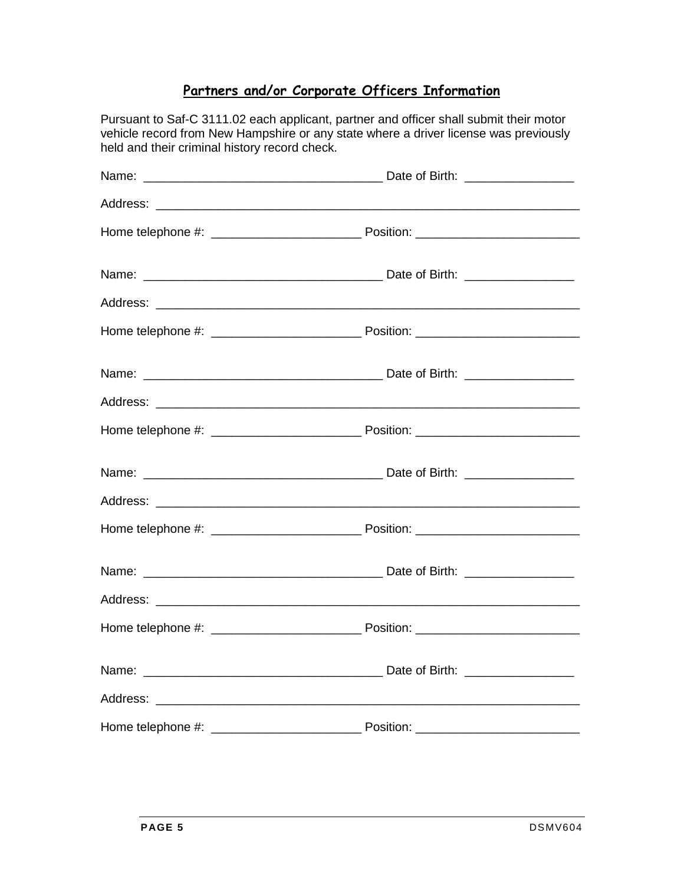## Partners and/or Corporate Officers Information

Pursuant to Saf-C 3111.02 each applicant, partner and officer shall submit their motor vehicle record from New Hampshire or any state where a driver license was previously held and their criminal history record check.

Name: __________________________________ Date of Birth: ________________

Address: _______________________________________________________________

Home telephone #: _____________________ Position: _______________________

Name: __________________________________ Date of Birth: ________________

Address: _______________________________________________________________

Home telephone #: _____________________ Position: _______________________

Name: __________________________________ Date of Birth: ________________

Address: _______________________________________________________________

Home telephone #: _____________________ Position: _______________________

Name: __________________________________ Date of Birth: ________________

Address: _______________________________________________________________

Home telephone #: _____________________ Position: _______________________

Name: __________________________________ Date of Birth: ________________

Address: _______________________________________________________________

Home telephone #: _____________________ Position: _______________________

Name: __________________________________ Date of Birth: ________________

Address: _______________________________________________________________

Home telephone #: _____________________ Position: _______________________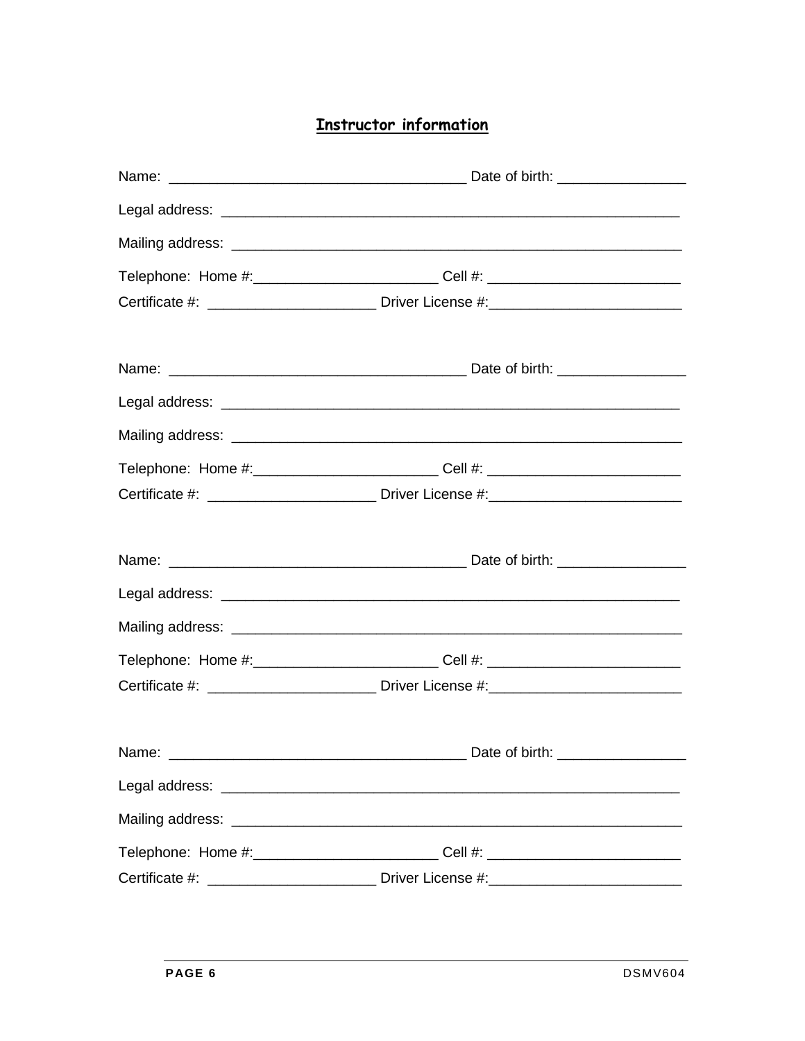## Instructor information

Name: _____________________________________ Date of birth: ________________

Legal address: __________________________________________________________

Mailing address: _________________________________________________________

Telephone: Home #:_______________________ Cell #: ________________________

Certificate #: _____________________ Driver License #:________________________

Name: _____________________________________ Date of birth: ________________

Legal address: __________________________________________________________

Mailing address: _________________________________________________________

Telephone: Home #:_______________________ Cell #: ________________________

Certificate #: _____________________ Driver License #:________________________

Name: _____________________________________ Date of birth: ________________

Legal address: __________________________________________________________

Mailing address: _________________________________________________________

Telephone: Home #:_______________________ Cell #: ________________________

Certificate #: _____________________ Driver License #:________________________

Name: _____________________________________ Date of birth: ________________

Legal address: __________________________________________________________

Mailing address: _________________________________________________________

Telephone: Home #:_______________________ Cell #: ________________________

Certificate #: _____________________ Driver License #:________________________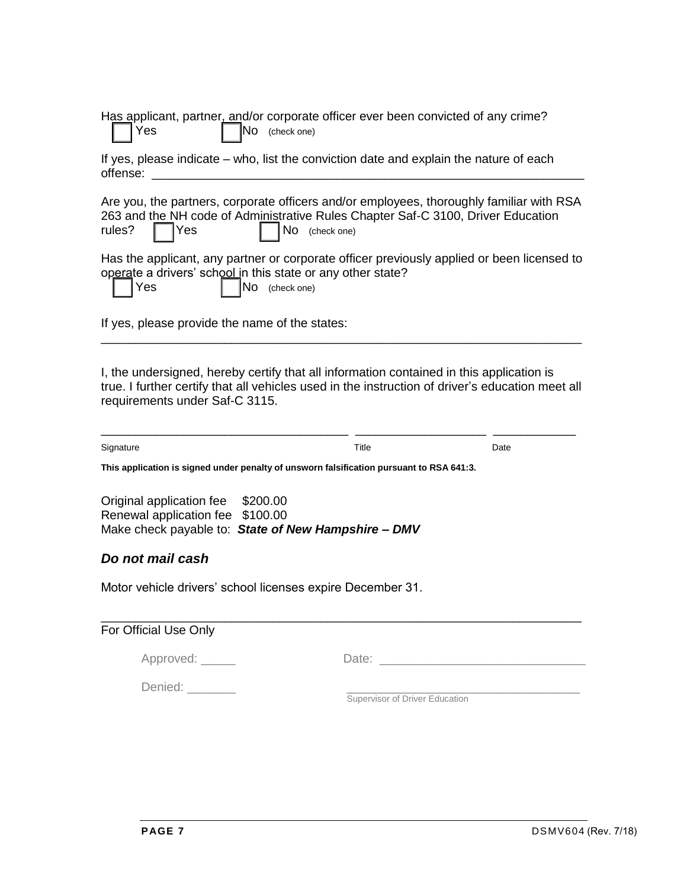Has applicant, partner, and/or corporate officer ever been convicted of any crime?
☐ Yes ☐ No (check one)

If yes, please indicate – who, list the conviction date and explain the nature of each offense: ______________________________________________________________

Are you, the partners, corporate officers and/or employees, thoroughly familiar with RSA 263 and the NH code of Administrative Rules Chapter Saf-C 3100, Driver Education rules? ☐ Yes ☐ No (check one)

Has the applicant, any partner or corporate officer previously applied or been licensed to operate a drivers' school in this state or any other state?
☐ Yes ☐ No (check one)

If yes, please provide the name of the states:
______________________________________________________________________

I, the undersigned, hereby certify that all information contained in this application is true. I further certify that all vehicles used in the instruction of driver's education meet all requirements under Saf-C 3115.

____________________________________ ____________________ ____________
Signature Title Date

**This application is signed under penalty of unsworn falsification pursuant to RSA 641:3.**

Original application fee $200.00
Renewal application fee $100.00
Make check payable to: ***State of New Hampshire – DMV***

***Do not mail cash***

Motor vehicle drivers' school licenses expire December 31.

______________________________________________________________________
For Official Use Only

Approved: _____ Date: ______________________________

Denied: _______ ____________________________________
Supervisor of Driver Education